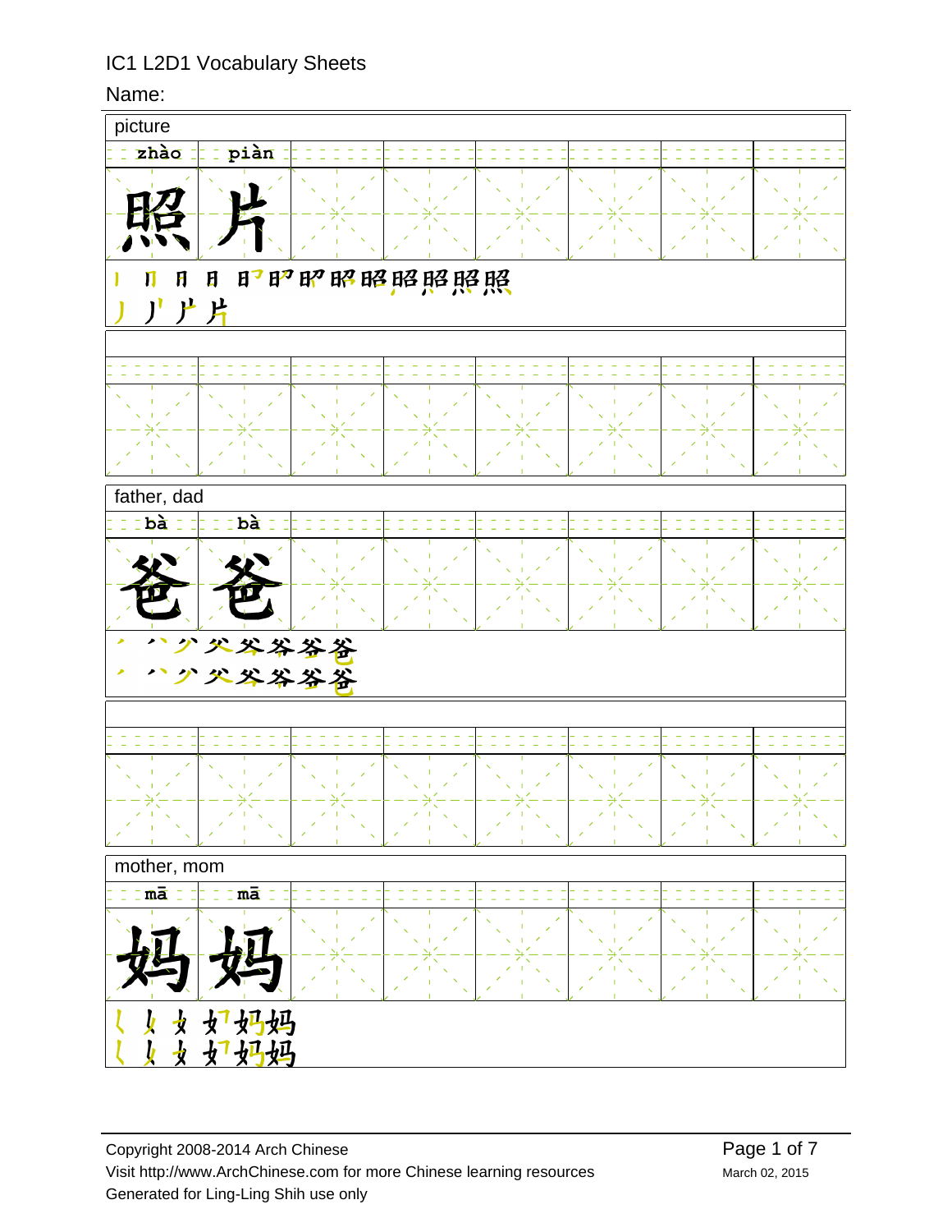IC1 L2D1 Vocabulary Sheets

Name:

| picture | | | | | | | |
|---|---|---|---|---|---|---|---|
| zhào | piàn | | | | | | |
| 照 | 片 | | | | | | |

| father, dad | | | | | | | |
|---|---|---|---|---|---|---|---|
| bà | bà | | | | | | |
| 爸 | 爸 | | | | | | |

| mother, mom | | | | | | | |
|---|---|---|---|---|---|---|---|
| mā | mā | | | | | | |
| 妈 | 妈 | | | | | | |

Copyright 2008-2014 Arch Chinese
Visit http://www.ArchChinese.com for more Chinese learning resources
Generated for Ling-Ling Shih use only

March 02, 2015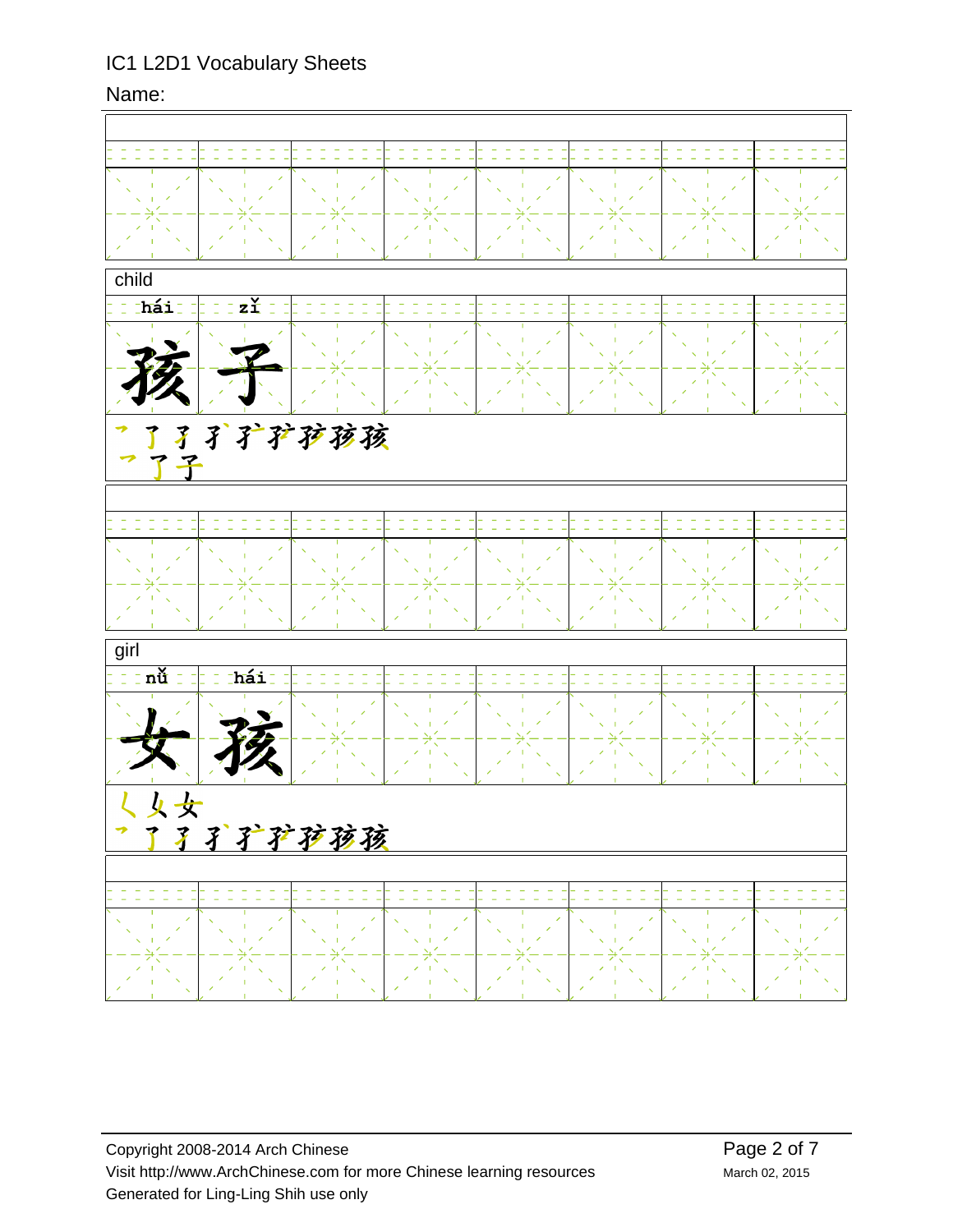IC1 L2D1 Vocabulary Sheets

Name:

child

hái zǐ

孩子

孑孑孑孑孑孑孩孩孩

了子

girl

nǚ hái

女孩

女女女

孑孑孑孑孑孑孩孩孩

Copyright 2008-2014 Arch Chinese

Visit http://www.ArchChinese.com for more Chinese learning resources

Generated for Ling-Ling Shih use only

March 02, 2015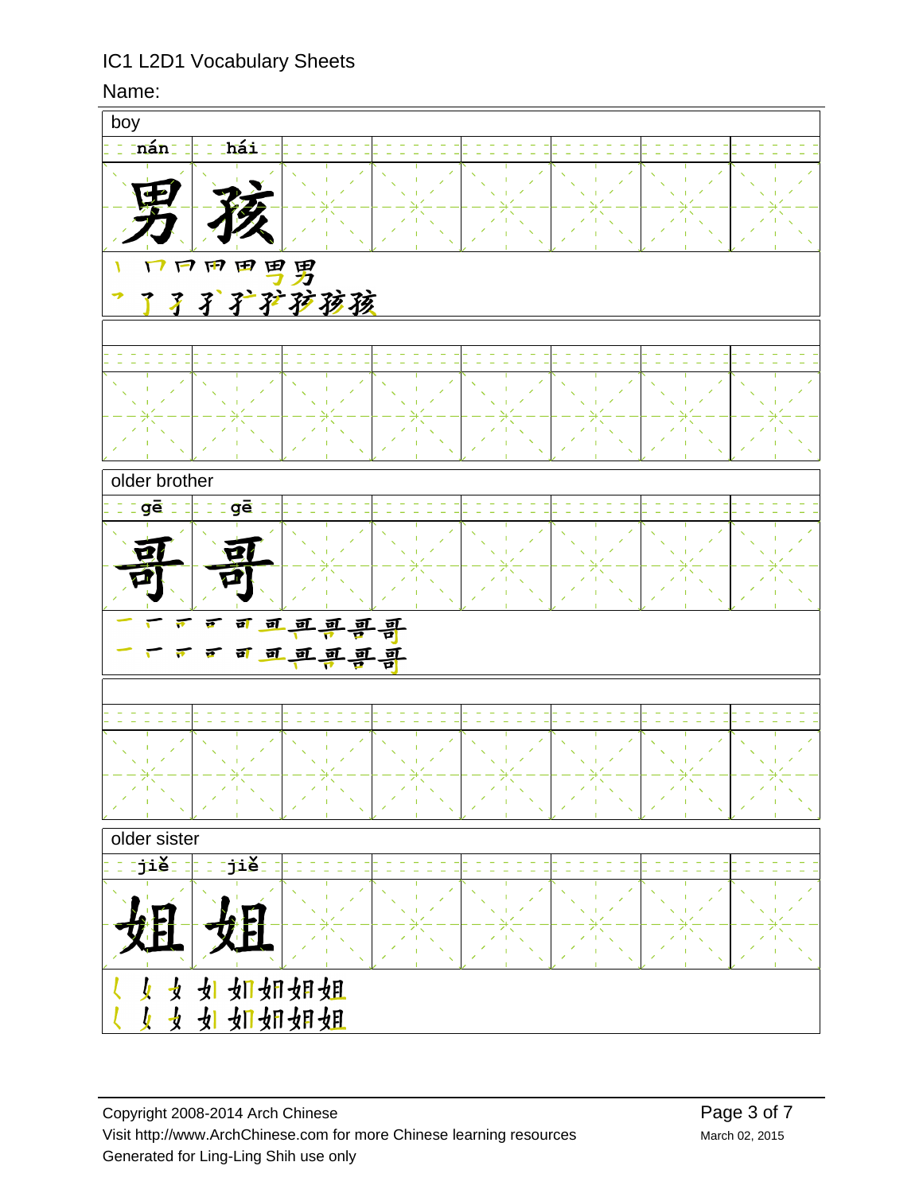IC1 L2D1 Vocabulary Sheets

Name:

| boy | | | | | | | |
|---|---|---|---|---|---|---|---|
| nán | hái | | | | | | |
| 男 | 孩 | | | | | | |

| older brother | | | | | | | |
|---|---|---|---|---|---|---|---|
| gē | gē | | | | | | |
| 哥 | 哥 | | | | | | |

| older sister | | | | | | | |
|---|---|---|---|---|---|---|---|
| jiě | jiě | | | | | | |
| 姐 | 姐 | | | | | | |

Copyright 2008-2014 Arch Chinese
Visit http://www.ArchChinese.com for more Chinese learning resources
Generated for Ling-Ling Shih use only

March 02, 2015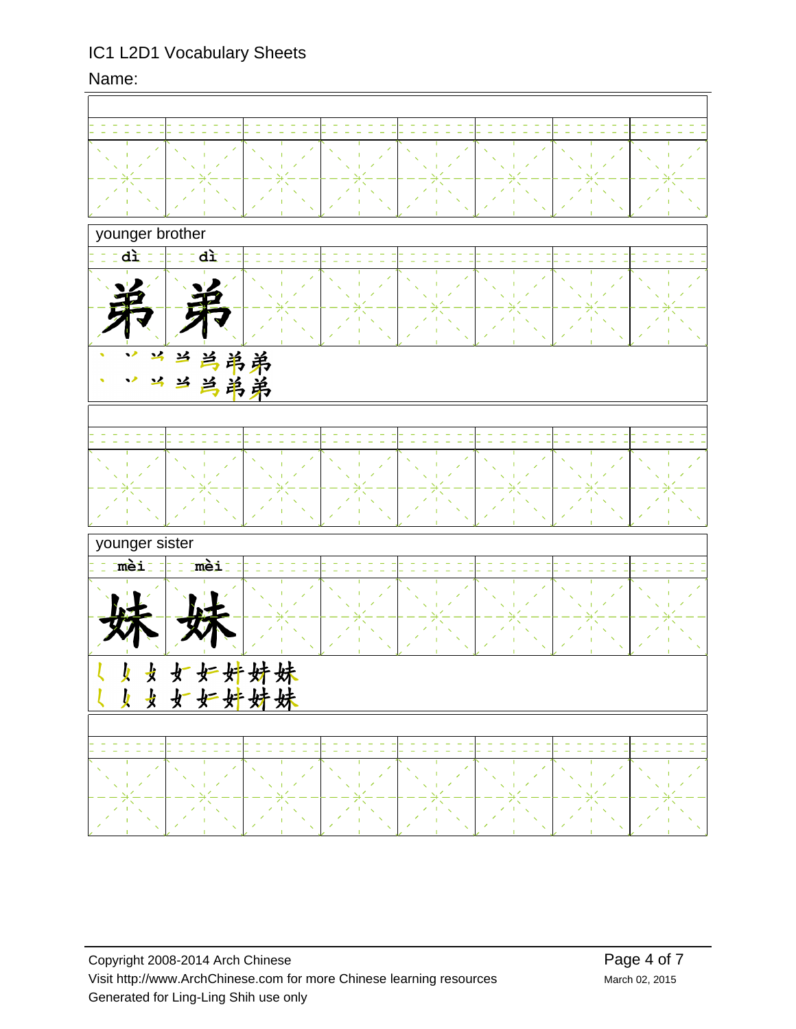younger brother

dì dì

弟 弟

丶 丷 䒑 当 弟 弟

younger sister

mèi mèi

妹 妹

𡿨 女 女 女 妒 妹 妹 妹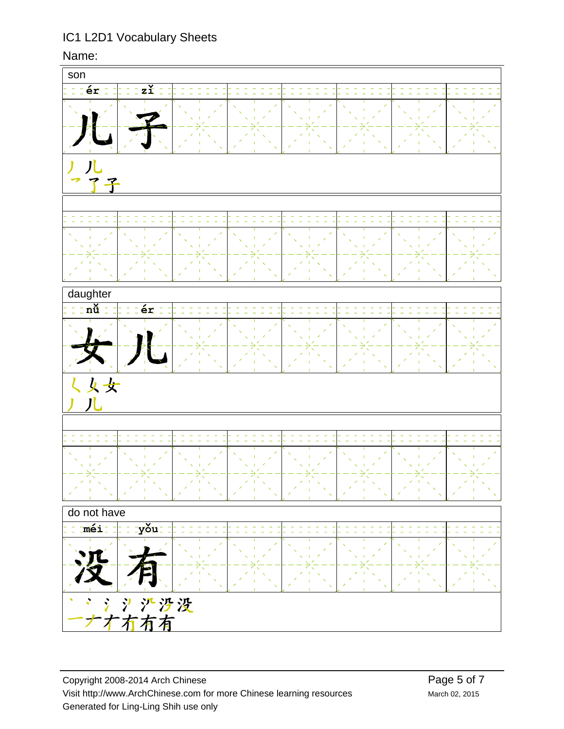IC1 L2D1 Vocabulary Sheets

Name:

| son | | | | | | | |
|---|---|---|---|---|---|---|---|
| ér | zǐ | | | | | | |
| 儿 | 子 | | | | | | |

丿 儿
㇇ 了 子

| daughter | | | | | | | |
|---|---|---|---|---|---|---|---|
| nǚ | ér | | | | | | |
| 女 | 儿 | | | | | | |

𡿨 女 女
丿 儿

| do not have | | | | | | | |
|---|---|---|---|---|---|---|---|
| méi | yǒu | | | | | | |
| 没 | 有 | | | | | | |

丶 冫 氵 氵 氵 沙 没
一 ナ 冇 有 有 有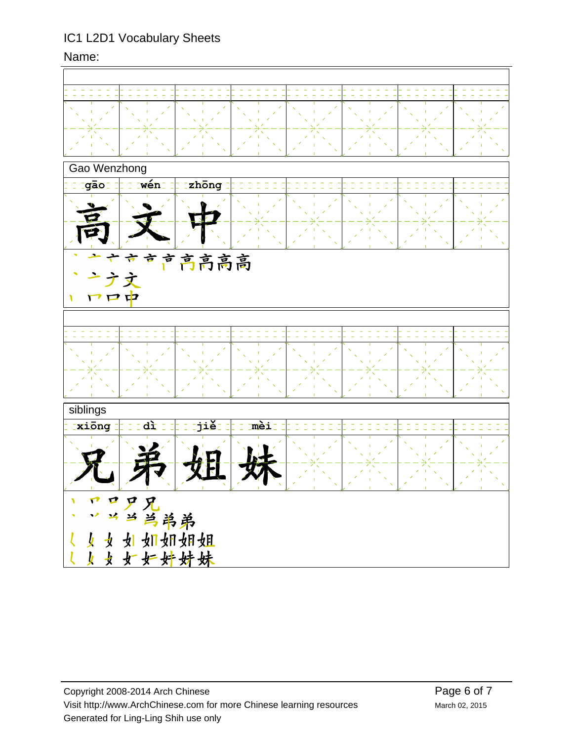IC1 L2D1 Vocabulary Sheets

Name:

Gao Wenzhong

| gāo | wén | zhōng |
| --- | --- | --- |
| 高 | 文 | 中 |

丶 亠 亠 亣 亣 声 高 高 高 高

丶 亠 方 文

丨 口 口 中

siblings

| xiōng | dì | jiě | mèi |
| --- | --- | --- | --- |
| 兄 | 弟 | 姐 | 妹 |

丨 口 口 尸 兄

丶 丷 丷 当 当 弟 弟

㇛ 女 女 如 如 如 妲 姐

㇛ 女 女 女 妇 妇 妹 妹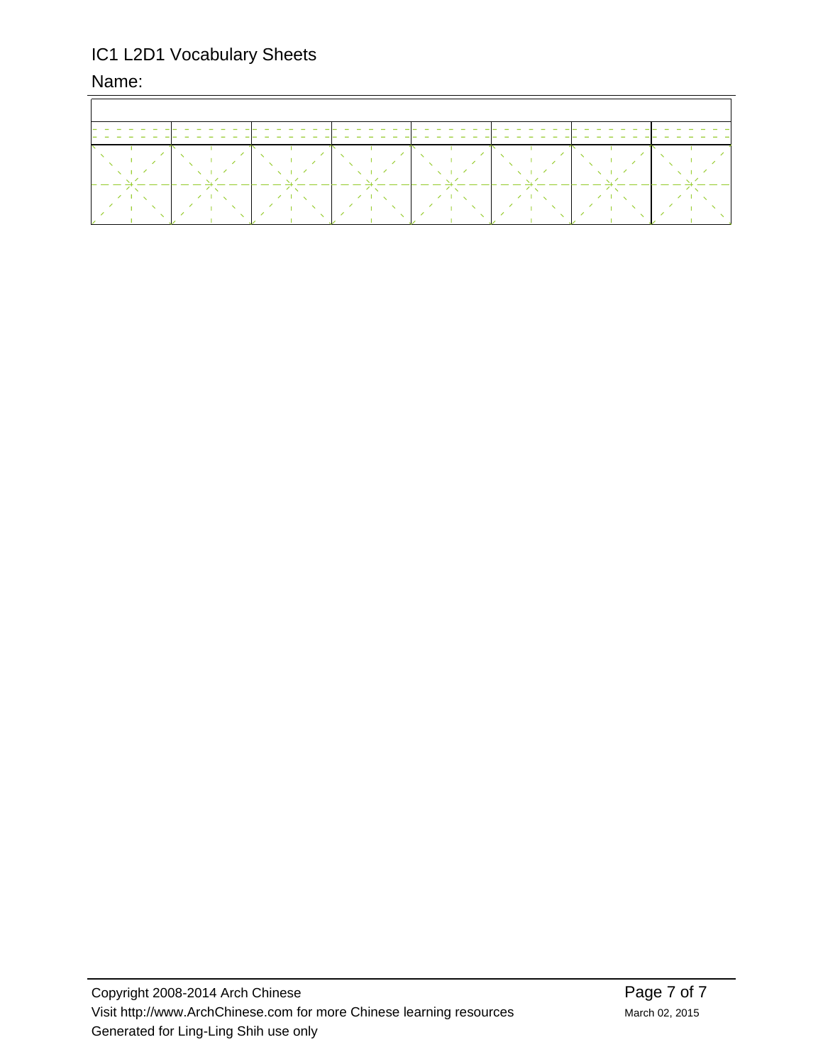IC1 L2D1 Vocabulary Sheets

Name:

| | | | | | | | |
|---|---|---|---|---|---|---|---|
| | | | | | | | |
| | | | | | | | |
| | | | | | | | |